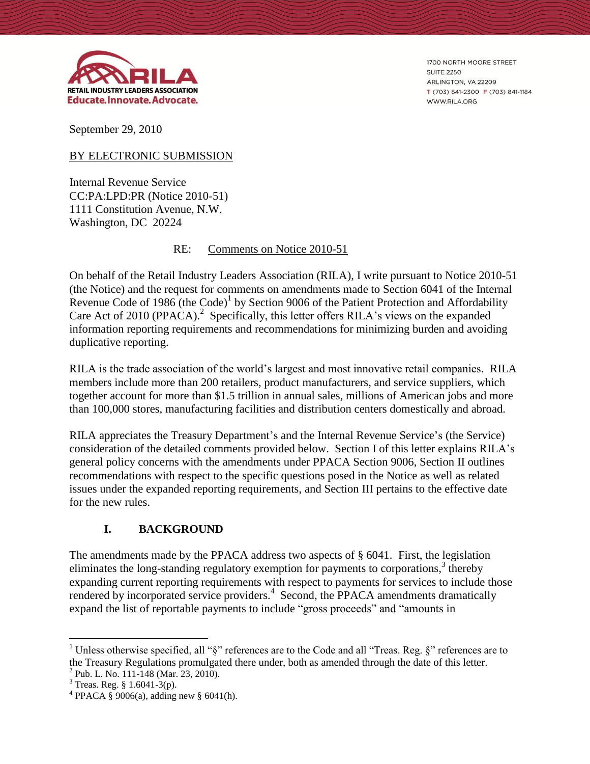RILA
RETAIL INDUSTRY LEADERS ASSOCIATION
Educate.Innovate.Advocate.

1700 NORTH MOORE STREET
SUITE 2250
ARLINGTON, VA 22209
T (703) 841-2300 F (703) 841-1184
WWW.RILA.ORG

September 29, 2010

BY ELECTRONIC SUBMISSION

Internal Revenue Service
CC:PA:LPD:PR (Notice 2010-51)
1111 Constitution Avenue, N.W.
Washington, DC 20224

RE: Comments on Notice 2010-51

On behalf of the Retail Industry Leaders Association (RILA), I write pursuant to Notice 2010-51 (the Notice) and the request for comments on amendments made to Section 6041 of the Internal Revenue Code of 1986 (the Code)[1] by Section 9006 of the Patient Protection and Affordability Care Act of 2010 (PPACA).[2] Specifically, this letter offers RILA's views on the expanded information reporting requirements and recommendations for minimizing burden and avoiding duplicative reporting.

RILA is the trade association of the world's largest and most innovative retail companies. RILA members include more than 200 retailers, product manufacturers, and service suppliers, which together account for more than $1.5 trillion in annual sales, millions of American jobs and more than 100,000 stores, manufacturing facilities and distribution centers domestically and abroad.

RILA appreciates the Treasury Department's and the Internal Revenue Service's (the Service) consideration of the detailed comments provided below. Section I of this letter explains RILA's general policy concerns with the amendments under PPACA Section 9006, Section II outlines recommendations with respect to the specific questions posed in the Notice as well as related issues under the expanded reporting requirements, and Section III pertains to the effective date for the new rules.

## I. BACKGROUND

The amendments made by the PPACA address two aspects of § 6041. First, the legislation eliminates the long-standing regulatory exemption for payments to corporations,[3] thereby expanding current reporting requirements with respect to payments for services to include those rendered by incorporated service providers.[4] Second, the PPACA amendments dramatically expand the list of reportable payments to include "gross proceeds" and "amounts in

---

[1] Unless otherwise specified, all "§" references are to the Code and all "Treas. Reg. §" references are to the Treasury Regulations promulgated there under, both as amended through the date of this letter.

[2] Pub. L. No. 111-148 (Mar. 23, 2010).

[3] Treas. Reg. § 1.6041-3(p).

[4] PPACA § 9006(a), adding new § 6041(h).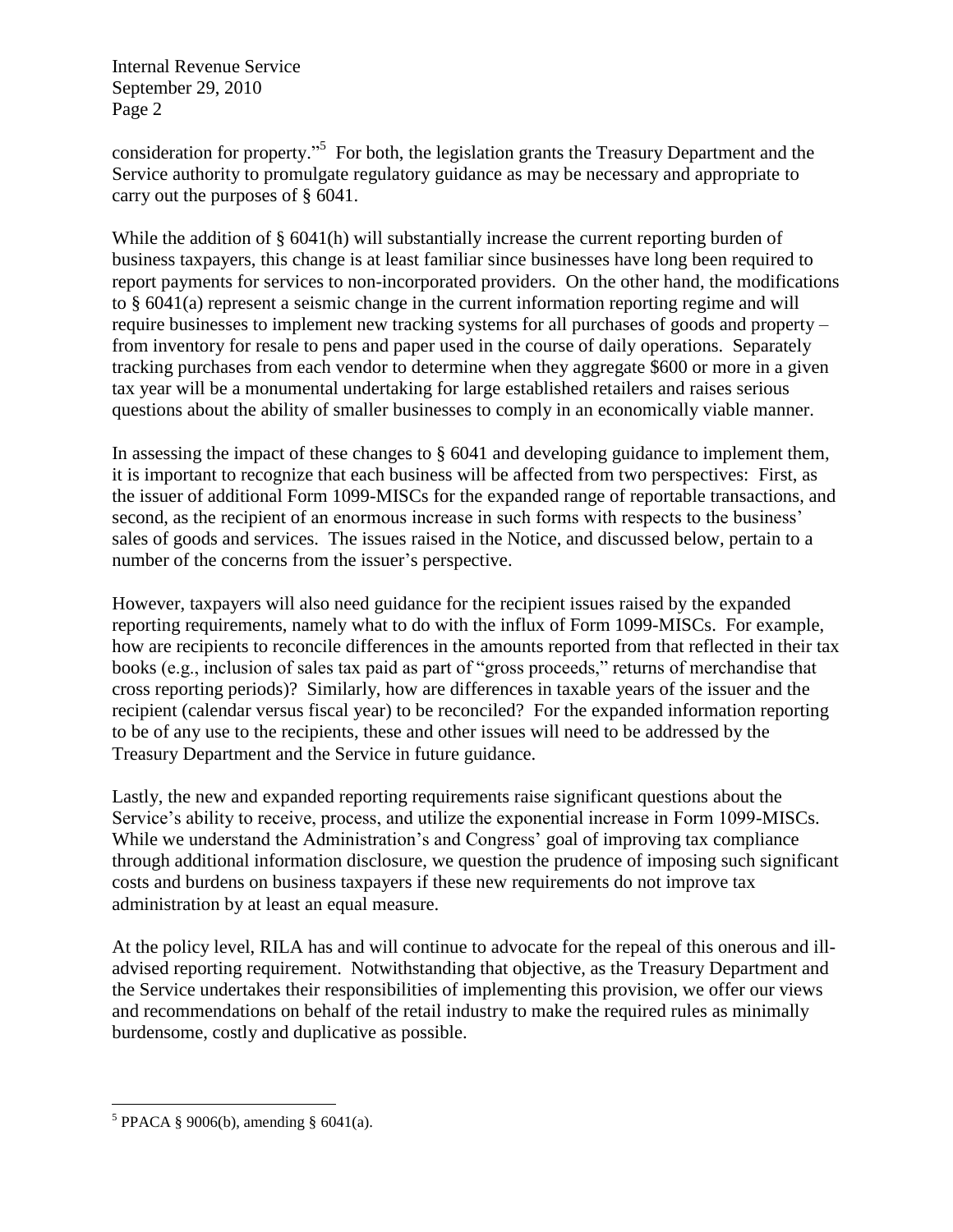consideration for property."[5] For both, the legislation grants the Treasury Department and the Service authority to promulgate regulatory guidance as may be necessary and appropriate to carry out the purposes of § 6041.

While the addition of § 6041(h) will substantially increase the current reporting burden of business taxpayers, this change is at least familiar since businesses have long been required to report payments for services to non-incorporated providers. On the other hand, the modifications to § 6041(a) represent a seismic change in the current information reporting regime and will require businesses to implement new tracking systems for all purchases of goods and property – from inventory for resale to pens and paper used in the course of daily operations. Separately tracking purchases from each vendor to determine when they aggregate $600 or more in a given tax year will be a monumental undertaking for large established retailers and raises serious questions about the ability of smaller businesses to comply in an economically viable manner.

In assessing the impact of these changes to § 6041 and developing guidance to implement them, it is important to recognize that each business will be affected from two perspectives: First, as the issuer of additional Form 1099-MISCs for the expanded range of reportable transactions, and second, as the recipient of an enormous increase in such forms with respects to the business' sales of goods and services. The issues raised in the Notice, and discussed below, pertain to a number of the concerns from the issuer's perspective.

However, taxpayers will also need guidance for the recipient issues raised by the expanded reporting requirements, namely what to do with the influx of Form 1099-MISCs. For example, how are recipients to reconcile differences in the amounts reported from that reflected in their tax books (e.g., inclusion of sales tax paid as part of "gross proceeds," returns of merchandise that cross reporting periods)? Similarly, how are differences in taxable years of the issuer and the recipient (calendar versus fiscal year) to be reconciled? For the expanded information reporting to be of any use to the recipients, these and other issues will need to be addressed by the Treasury Department and the Service in future guidance.

Lastly, the new and expanded reporting requirements raise significant questions about the Service's ability to receive, process, and utilize the exponential increase in Form 1099-MISCs. While we understand the Administration's and Congress' goal of improving tax compliance through additional information disclosure, we question the prudence of imposing such significant costs and burdens on business taxpayers if these new requirements do not improve tax administration by at least an equal measure.

At the policy level, RILA has and will continue to advocate for the repeal of this onerous and ill-advised reporting requirement. Notwithstanding that objective, as the Treasury Department and the Service undertakes their responsibilities of implementing this provision, we offer our views and recommendations on behalf of the retail industry to make the required rules as minimally burdensome, costly and duplicative as possible.

[5] PPACA § 9006(b), amending § 6041(a).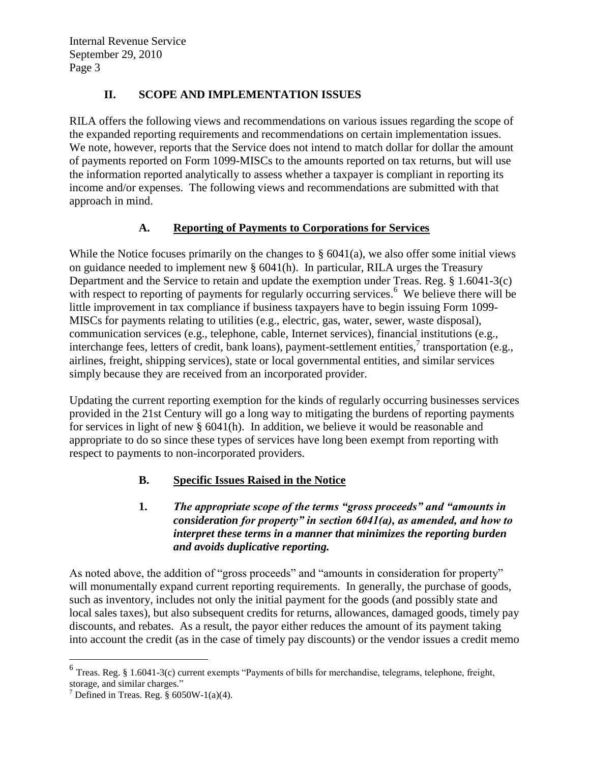## II. SCOPE AND IMPLEMENTATION ISSUES

RILA offers the following views and recommendations on various issues regarding the scope of the expanded reporting requirements and recommendations on certain implementation issues. We note, however, reports that the Service does not intend to match dollar for dollar the amount of payments reported on Form 1099-MISCs to the amounts reported on tax returns, but will use the information reported analytically to assess whether a taxpayer is compliant in reporting its income and/or expenses. The following views and recommendations are submitted with that approach in mind.

### A. Reporting of Payments to Corporations for Services

While the Notice focuses primarily on the changes to § 6041(a), we also offer some initial views on guidance needed to implement new § 6041(h). In particular, RILA urges the Treasury Department and the Service to retain and update the exemption under Treas. Reg. § 1.6041-3(c) with respect to reporting of payments for regularly occurring services.[6] We believe there will be little improvement in tax compliance if business taxpayers have to begin issuing Form 1099-MISCs for payments relating to utilities (e.g., electric, gas, water, sewer, waste disposal), communication services (e.g., telephone, cable, Internet services), financial institutions (e.g., interchange fees, letters of credit, bank loans), payment-settlement entities,[7] transportation (e.g., airlines, freight, shipping services), state or local governmental entities, and similar services simply because they are received from an incorporated provider.

Updating the current reporting exemption for the kinds of regularly occurring businesses services provided in the 21st Century will go a long way to mitigating the burdens of reporting payments for services in light of new § 6041(h). In addition, we believe it would be reasonable and appropriate to do so since these types of services have long been exempt from reporting with respect to payments to non-incorporated providers.

### B. Specific Issues Raised in the Notice

#### 1. *The appropriate scope of the terms "gross proceeds" and "amounts in consideration for property" in section 6041(a), as amended, and how to interpret these terms in a manner that minimizes the reporting burden and avoids duplicative reporting.*

As noted above, the addition of "gross proceeds" and "amounts in consideration for property" will monumentally expand current reporting requirements. In generally, the purchase of goods, such as inventory, includes not only the initial payment for the goods (and possibly state and local sales taxes), but also subsequent credits for returns, allowances, damaged goods, timely pay discounts, and rebates. As a result, the payor either reduces the amount of its payment taking into account the credit (as in the case of timely pay discounts) or the vendor issues a credit memo

---

[6] Treas. Reg. § 1.6041-3(c) current exempts "Payments of bills for merchandise, telegrams, telephone, freight, storage, and similar charges."

[7] Defined in Treas. Reg. § 6050W-1(a)(4).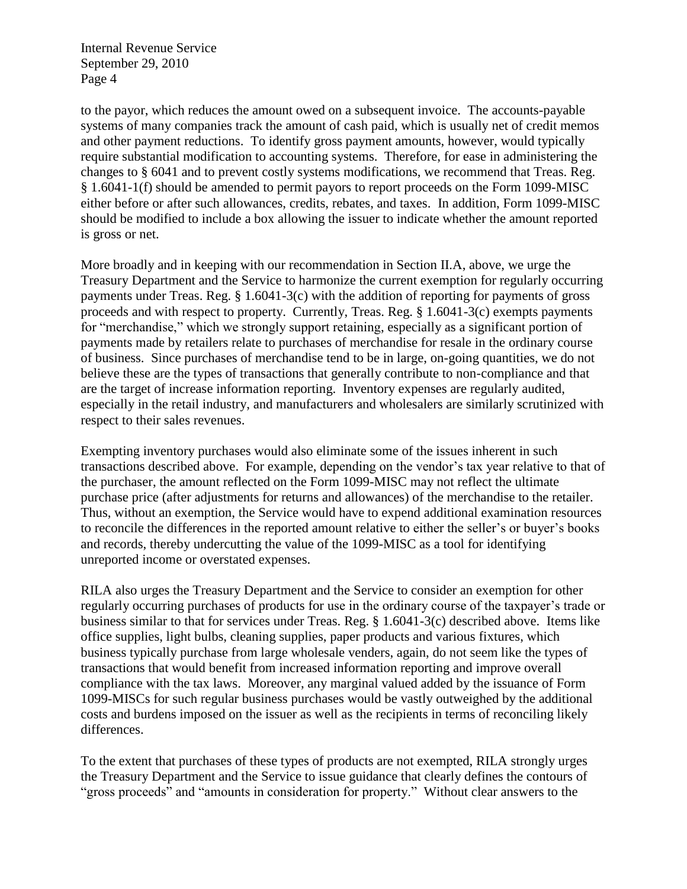to the payor, which reduces the amount owed on a subsequent invoice. The accounts-payable systems of many companies track the amount of cash paid, which is usually net of credit memos and other payment reductions. To identify gross payment amounts, however, would typically require substantial modification to accounting systems. Therefore, for ease in administering the changes to § 6041 and to prevent costly systems modifications, we recommend that Treas. Reg. § 1.6041-1(f) should be amended to permit payors to report proceeds on the Form 1099-MISC either before or after such allowances, credits, rebates, and taxes. In addition, Form 1099-MISC should be modified to include a box allowing the issuer to indicate whether the amount reported is gross or net.

More broadly and in keeping with our recommendation in Section II.A, above, we urge the Treasury Department and the Service to harmonize the current exemption for regularly occurring payments under Treas. Reg. § 1.6041-3(c) with the addition of reporting for payments of gross proceeds and with respect to property. Currently, Treas. Reg. § 1.6041-3(c) exempts payments for "merchandise," which we strongly support retaining, especially as a significant portion of payments made by retailers relate to purchases of merchandise for resale in the ordinary course of business. Since purchases of merchandise tend to be in large, on-going quantities, we do not believe these are the types of transactions that generally contribute to non-compliance and that are the target of increase information reporting. Inventory expenses are regularly audited, especially in the retail industry, and manufacturers and wholesalers are similarly scrutinized with respect to their sales revenues.

Exempting inventory purchases would also eliminate some of the issues inherent in such transactions described above. For example, depending on the vendor's tax year relative to that of the purchaser, the amount reflected on the Form 1099-MISC may not reflect the ultimate purchase price (after adjustments for returns and allowances) of the merchandise to the retailer. Thus, without an exemption, the Service would have to expend additional examination resources to reconcile the differences in the reported amount relative to either the seller's or buyer's books and records, thereby undercutting the value of the 1099-MISC as a tool for identifying unreported income or overstated expenses.

RILA also urges the Treasury Department and the Service to consider an exemption for other regularly occurring purchases of products for use in the ordinary course of the taxpayer's trade or business similar to that for services under Treas. Reg. § 1.6041-3(c) described above. Items like office supplies, light bulbs, cleaning supplies, paper products and various fixtures, which business typically purchase from large wholesale venders, again, do not seem like the types of transactions that would benefit from increased information reporting and improve overall compliance with the tax laws. Moreover, any marginal valued added by the issuance of Form 1099-MISCs for such regular business purchases would be vastly outweighed by the additional costs and burdens imposed on the issuer as well as the recipients in terms of reconciling likely differences.

To the extent that purchases of these types of products are not exempted, RILA strongly urges the Treasury Department and the Service to issue guidance that clearly defines the contours of "gross proceeds" and "amounts in consideration for property." Without clear answers to the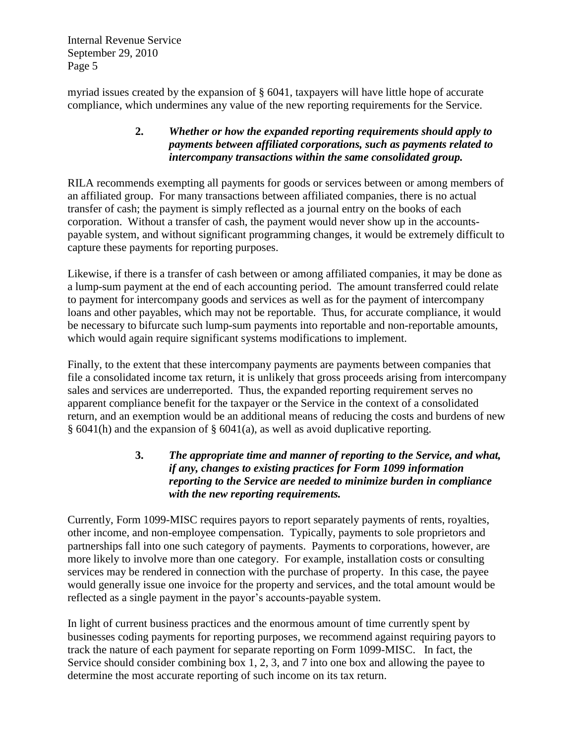myriad issues created by the expansion of § 6041, taxpayers will have little hope of accurate compliance, which undermines any value of the new reporting requirements for the Service.

**2. *Whether or how the expanded reporting requirements should apply to payments between affiliated corporations, such as payments related to intercompany transactions within the same consolidated group.***

RILA recommends exempting all payments for goods or services between or among members of an affiliated group. For many transactions between affiliated companies, there is no actual transfer of cash; the payment is simply reflected as a journal entry on the books of each corporation. Without a transfer of cash, the payment would never show up in the accounts-payable system, and without significant programming changes, it would be extremely difficult to capture these payments for reporting purposes.

Likewise, if there is a transfer of cash between or among affiliated companies, it may be done as a lump-sum payment at the end of each accounting period. The amount transferred could relate to payment for intercompany goods and services as well as for the payment of intercompany loans and other payables, which may not be reportable. Thus, for accurate compliance, it would be necessary to bifurcate such lump-sum payments into reportable and non-reportable amounts, which would again require significant systems modifications to implement.

Finally, to the extent that these intercompany payments are payments between companies that file a consolidated income tax return, it is unlikely that gross proceeds arising from intercompany sales and services are underreported. Thus, the expanded reporting requirement serves no apparent compliance benefit for the taxpayer or the Service in the context of a consolidated return, and an exemption would be an additional means of reducing the costs and burdens of new § 6041(h) and the expansion of § 6041(a), as well as avoid duplicative reporting.

**3. *The appropriate time and manner of reporting to the Service, and what, if any, changes to existing practices for Form 1099 information reporting to the Service are needed to minimize burden in compliance with the new reporting requirements.***

Currently, Form 1099-MISC requires payors to report separately payments of rents, royalties, other income, and non-employee compensation. Typically, payments to sole proprietors and partnerships fall into one such category of payments. Payments to corporations, however, are more likely to involve more than one category. For example, installation costs or consulting services may be rendered in connection with the purchase of property. In this case, the payee would generally issue one invoice for the property and services, and the total amount would be reflected as a single payment in the payor's accounts-payable system.

In light of current business practices and the enormous amount of time currently spent by businesses coding payments for reporting purposes, we recommend against requiring payors to track the nature of each payment for separate reporting on Form 1099-MISC. In fact, the Service should consider combining box 1, 2, 3, and 7 into one box and allowing the payee to determine the most accurate reporting of such income on its tax return.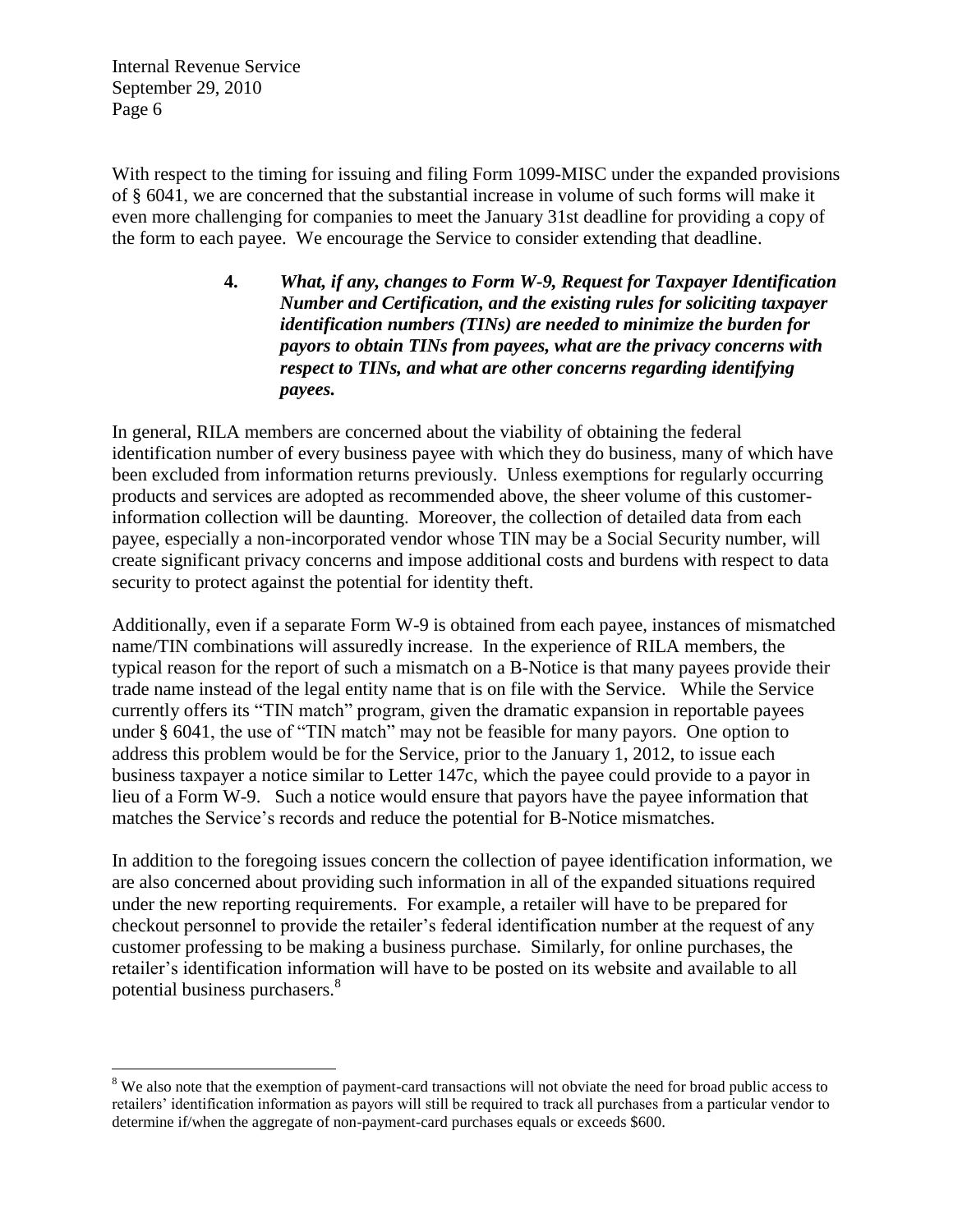With respect to the timing for issuing and filing Form 1099-MISC under the expanded provisions of § 6041, we are concerned that the substantial increase in volume of such forms will make it even more challenging for companies to meet the January 31st deadline for providing a copy of the form to each payee. We encourage the Service to consider extending that deadline.

> **4.** ***What, if any, changes to Form W-9, Request for Taxpayer Identification Number and Certification, and the existing rules for soliciting taxpayer identification numbers (TINs) are needed to minimize the burden for payors to obtain TINs from payees, what are the privacy concerns with respect to TINs, and what are other concerns regarding identifying payees.***

In general, RILA members are concerned about the viability of obtaining the federal identification number of every business payee with which they do business, many of which have been excluded from information returns previously. Unless exemptions for regularly occurring products and services are adopted as recommended above, the sheer volume of this customer-information collection will be daunting. Moreover, the collection of detailed data from each payee, especially a non-incorporated vendor whose TIN may be a Social Security number, will create significant privacy concerns and impose additional costs and burdens with respect to data security to protect against the potential for identity theft.

Additionally, even if a separate Form W-9 is obtained from each payee, instances of mismatched name/TIN combinations will assuredly increase. In the experience of RILA members, the typical reason for the report of such a mismatch on a B-Notice is that many payees provide their trade name instead of the legal entity name that is on file with the Service. While the Service currently offers its "TIN match" program, given the dramatic expansion in reportable payees under § 6041, the use of "TIN match" may not be feasible for many payors. One option to address this problem would be for the Service, prior to the January 1, 2012, to issue each business taxpayer a notice similar to Letter 147c, which the payee could provide to a payor in lieu of a Form W-9. Such a notice would ensure that payors have the payee information that matches the Service's records and reduce the potential for B-Notice mismatches.

In addition to the foregoing issues concern the collection of payee identification information, we are also concerned about providing such information in all of the expanded situations required under the new reporting requirements. For example, a retailer will have to be prepared for checkout personnel to provide the retailer's federal identification number at the request of any customer professing to be making a business purchase. Similarly, for online purchases, the retailer's identification information will have to be posted on its website and available to all potential business purchasers.[8]

---

[8] We also note that the exemption of payment-card transactions will not obviate the need for broad public access to retailers' identification information as payors will still be required to track all purchases from a particular vendor to determine if/when the aggregate of non-payment-card purchases equals or exceeds $600.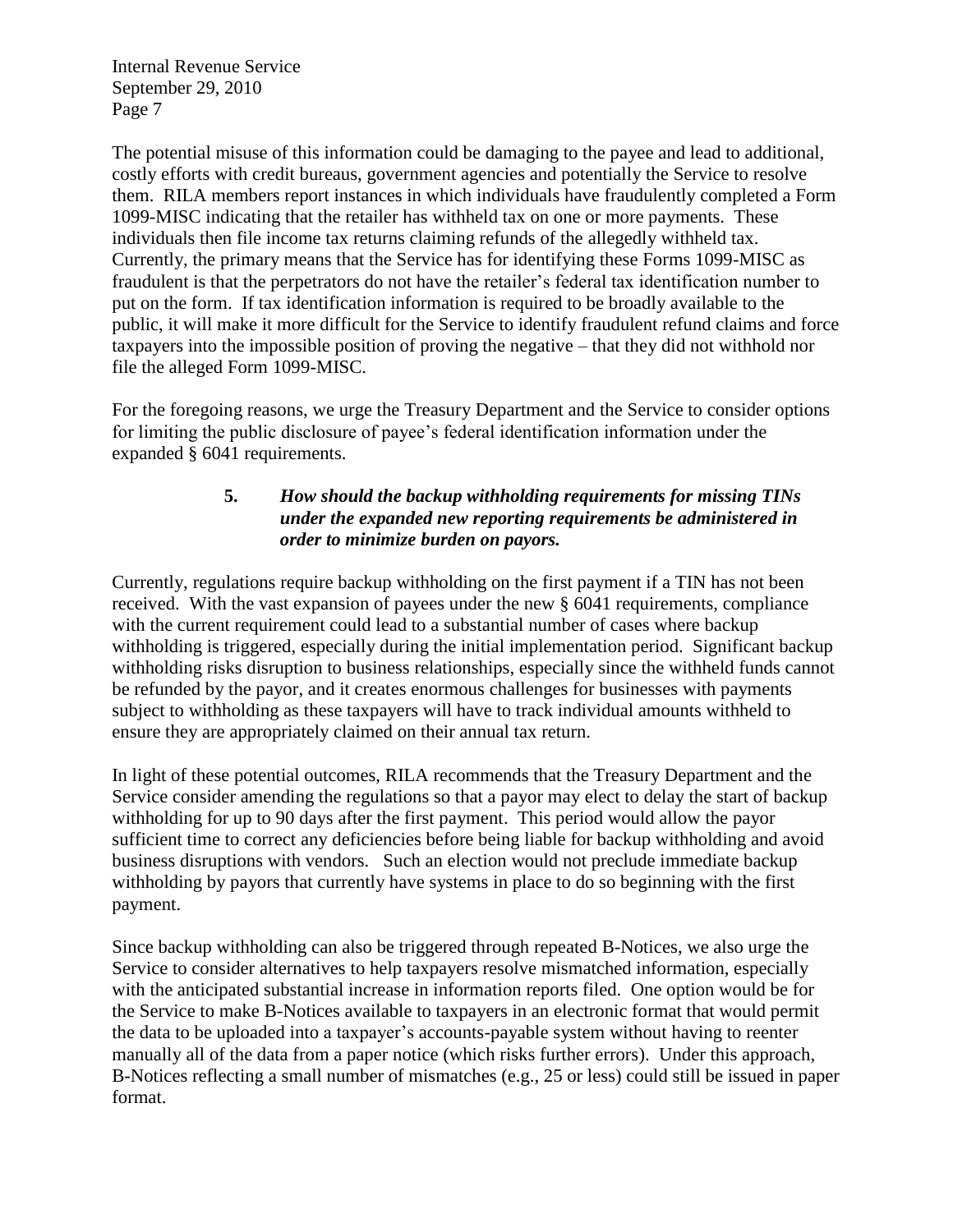The potential misuse of this information could be damaging to the payee and lead to additional, costly efforts with credit bureaus, government agencies and potentially the Service to resolve them. RILA members report instances in which individuals have fraudulently completed a Form 1099-MISC indicating that the retailer has withheld tax on one or more payments. These individuals then file income tax returns claiming refunds of the allegedly withheld tax. Currently, the primary means that the Service has for identifying these Forms 1099-MISC as fraudulent is that the perpetrators do not have the retailer's federal tax identification number to put on the form. If tax identification information is required to be broadly available to the public, it will make it more difficult for the Service to identify fraudulent refund claims and force taxpayers into the impossible position of proving the negative – that they did not withhold nor file the alleged Form 1099-MISC.

For the foregoing reasons, we urge the Treasury Department and the Service to consider options for limiting the public disclosure of payee's federal identification information under the expanded § 6041 requirements.

### 5. *How should the backup withholding requirements for missing TINs under the expanded new reporting requirements be administered in order to minimize burden on payors.*

Currently, regulations require backup withholding on the first payment if a TIN has not been received. With the vast expansion of payees under the new § 6041 requirements, compliance with the current requirement could lead to a substantial number of cases where backup withholding is triggered, especially during the initial implementation period. Significant backup withholding risks disruption to business relationships, especially since the withheld funds cannot be refunded by the payor, and it creates enormous challenges for businesses with payments subject to withholding as these taxpayers will have to track individual amounts withheld to ensure they are appropriately claimed on their annual tax return.

In light of these potential outcomes, RILA recommends that the Treasury Department and the Service consider amending the regulations so that a payor may elect to delay the start of backup withholding for up to 90 days after the first payment. This period would allow the payor sufficient time to correct any deficiencies before being liable for backup withholding and avoid business disruptions with vendors. Such an election would not preclude immediate backup withholding by payors that currently have systems in place to do so beginning with the first payment.

Since backup withholding can also be triggered through repeated B-Notices, we also urge the Service to consider alternatives to help taxpayers resolve mismatched information, especially with the anticipated substantial increase in information reports filed. One option would be for the Service to make B-Notices available to taxpayers in an electronic format that would permit the data to be uploaded into a taxpayer's accounts-payable system without having to reenter manually all of the data from a paper notice (which risks further errors). Under this approach, B-Notices reflecting a small number of mismatches (e.g., 25 or less) could still be issued in paper format.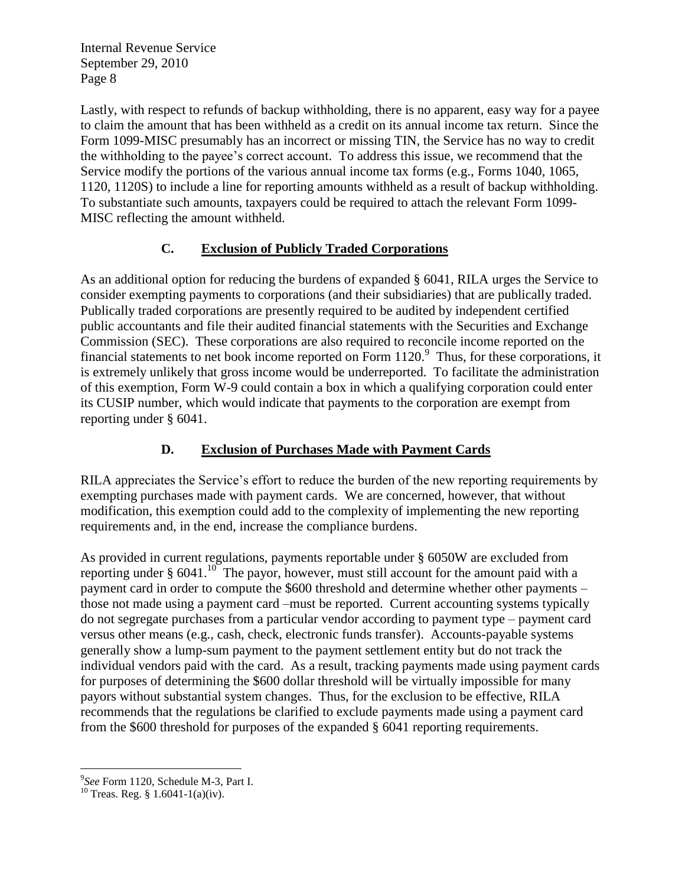Lastly, with respect to refunds of backup withholding, there is no apparent, easy way for a payee to claim the amount that has been withheld as a credit on its annual income tax return. Since the Form 1099-MISC presumably has an incorrect or missing TIN, the Service has no way to credit the withholding to the payee's correct account. To address this issue, we recommend that the Service modify the portions of the various annual income tax forms (e.g., Forms 1040, 1065, 1120, 1120S) to include a line for reporting amounts withheld as a result of backup withholding. To substantiate such amounts, taxpayers could be required to attach the relevant Form 1099-MISC reflecting the amount withheld.

## C. <u>Exclusion of Publicly Traded Corporations</u>

As an additional option for reducing the burdens of expanded § 6041, RILA urges the Service to consider exempting payments to corporations (and their subsidiaries) that are publically traded. Publically traded corporations are presently required to be audited by independent certified public accountants and file their audited financial statements with the Securities and Exchange Commission (SEC). These corporations are also required to reconcile income reported on the financial statements to net book income reported on Form 1120.[9] Thus, for these corporations, it is extremely unlikely that gross income would be underreported. To facilitate the administration of this exemption, Form W-9 could contain a box in which a qualifying corporation could enter its CUSIP number, which would indicate that payments to the corporation are exempt from reporting under § 6041.

## D. <u>Exclusion of Purchases Made with Payment Cards</u>

RILA appreciates the Service's effort to reduce the burden of the new reporting requirements by exempting purchases made with payment cards. We are concerned, however, that without modification, this exemption could add to the complexity of implementing the new reporting requirements and, in the end, increase the compliance burdens.

As provided in current regulations, payments reportable under § 6050W are excluded from reporting under § 6041.[10] The payor, however, must still account for the amount paid with a payment card in order to compute the \$600 threshold and determine whether other payments – those not made using a payment card –must be reported. Current accounting systems typically do not segregate purchases from a particular vendor according to payment type – payment card versus other means (e.g., cash, check, electronic funds transfer). Accounts-payable systems generally show a lump-sum payment to the payment settlement entity but do not track the individual vendors paid with the card. As a result, tracking payments made using payment cards for purposes of determining the \$600 dollar threshold will be virtually impossible for many payors without substantial system changes. Thus, for the exclusion to be effective, RILA recommends that the regulations be clarified to exclude payments made using a payment card from the \$600 threshold for purposes of the expanded § 6041 reporting requirements.

---

[9] *See* Form 1120, Schedule M-3, Part I.

[10] Treas. Reg. § 1.6041-1(a)(iv).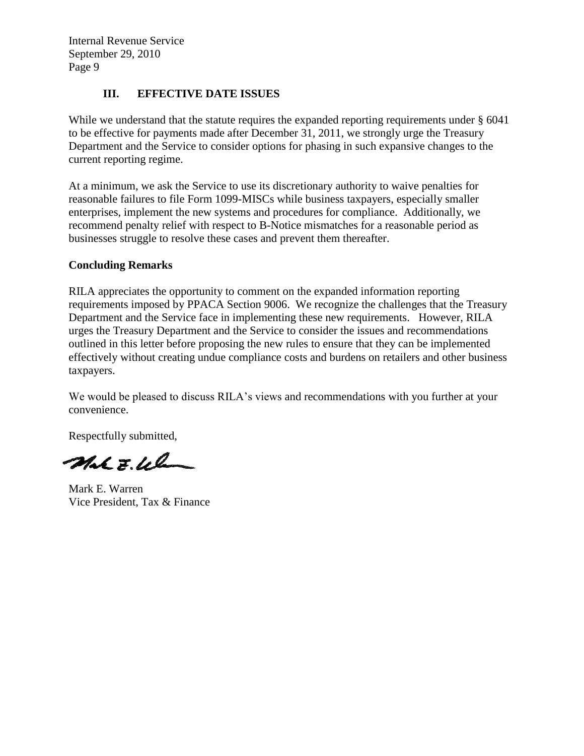## III. EFFECTIVE DATE ISSUES

While we understand that the statute requires the expanded reporting requirements under § 6041 to be effective for payments made after December 31, 2011, we strongly urge the Treasury Department and the Service to consider options for phasing in such expansive changes to the current reporting regime.

At a minimum, we ask the Service to use its discretionary authority to waive penalties for reasonable failures to file Form 1099-MISCs while business taxpayers, especially smaller enterprises, implement the new systems and procedures for compliance. Additionally, we recommend penalty relief with respect to B-Notice mismatches for a reasonable period as businesses struggle to resolve these cases and prevent them thereafter.

**Concluding Remarks**

RILA appreciates the opportunity to comment on the expanded information reporting requirements imposed by PPACA Section 9006. We recognize the challenges that the Treasury Department and the Service face in implementing these new requirements. However, RILA urges the Treasury Department and the Service to consider the issues and recommendations outlined in this letter before proposing the new rules to ensure that they can be implemented effectively without creating undue compliance costs and burdens on retailers and other business taxpayers.

We would be pleased to discuss RILA's views and recommendations with you further at your convenience.

Respectfully submitted,

Mark E. Warren
Vice President, Tax & Finance